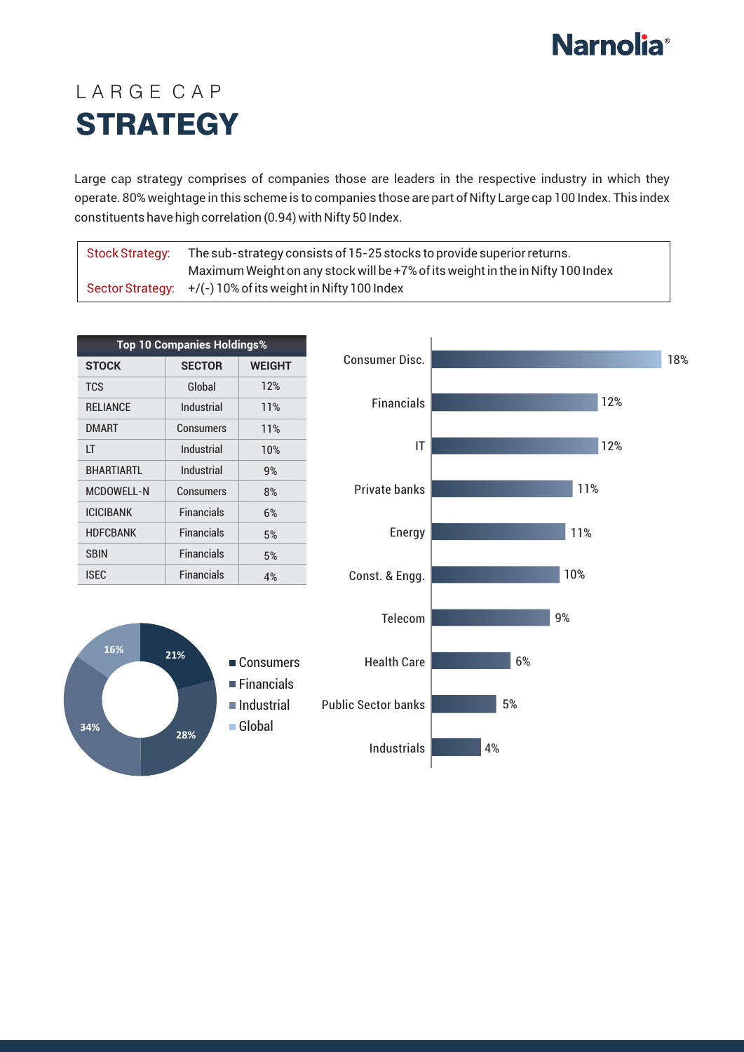LARGE CAP

# STRATEGY

Large cap strategy comprises of companies those are leaders in the respective industry in which they operate. 80% weightage in this scheme is to companies those are part of Nifty Large cap 100 Index. This index constituents have high correlation (0.94) with Nifty 50 Index.

| | |
|---|---|
| Stock Strategy: | The sub-strategy consists of 15-25 stocks to provide superior returns. Maximum Weight on any stock will be +7% of its weight in the in Nifty 100 Index |
| Sector Strategy: | +/(-) 10% of its weight in Nifty 100 Index |

**Top 10 Companies Holdings%**

| STOCK | SECTOR | WEIGHT |
|---|---|---|
| TCS | Global | 12% |
| RELIANCE | Industrial | 11% |
| DMART | Consumers | 11% |
| LT | Industrial | 10% |
| BHARTIARTL | Industrial | 9% |
| MCDOWELL-N | Consumers | 8% |
| ICICIBANK | Financials | 6% |
| HDFCBANK | Financials | 5% |
| SBIN | Financials | 5% |
| ISEC | Financials | 4% |

21%
28%
34%
16%
Consumers
Financials
Industrial
Global

Consumer Disc. 18%
Financials 12%
IT 12%
Private banks 11%
Energy 11%
Const. & Engg. 10%
Telecom 9%
Health Care 6%
Public Sector banks 5%
Industrials 4%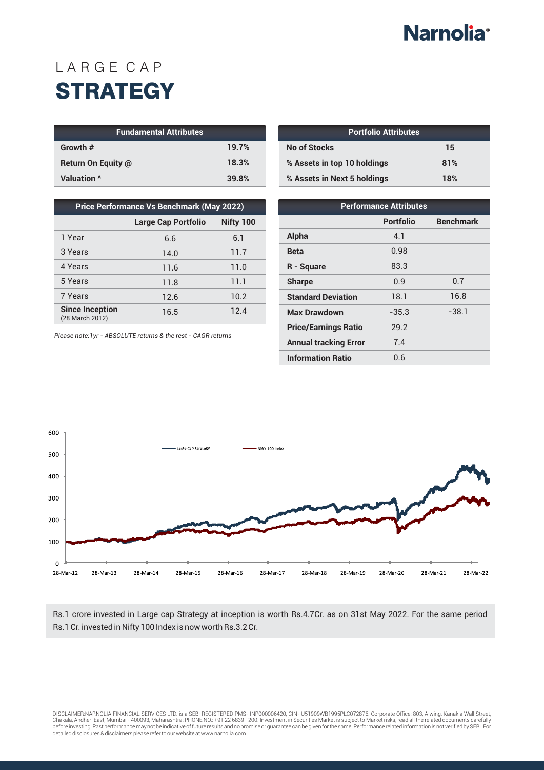# LARGE CAP STRATEGY

| Fundamental Attributes | |
|---|---|
| Growth # | 19.7% |
| Return On Equity @ | 18.3% |
| Valuation ^ | 39.8% |

| Portfolio Attributes | |
|---|---|
| No of Stocks | 15 |
| % Assets in top 10 holdings | 81% |
| % Assets in Next 5 holdings | 18% |

**Price Performance Vs Benchmark (May 2022)**

| | Large Cap Portfolio | Nifty 100 |
|---|---|---|
| 1 Year | 6.6 | 6.1 |
| 3 Years | 14.0 | 11.7 |
| 4 Years | 11.6 | 11.0 |
| 5 Years | 11.8 | 11.1 |
| 7 Years | 12.6 | 10.2 |
| Since Inception (28 March 2012) | 16.5 | 12.4 |

*Please note:1yr - ABSOLUTE returns & the rest - CAGR returns*

**Performance Attributes**

| | Portfolio | Benchmark |
|---|---|---|
| Alpha | 4.1 | |
| Beta | 0.98 | |
| R - Square | 83.3 | |
| Sharpe | 0.9 | 0.7 |
| Standard Deviation | 18.1 | 16.8 |
| Max Drawdown | -35.3 | -38.1 |
| Price/Earnings Ratio | 29.2 | |
| Annual tracking Error | 7.4 | |
| Information Ratio | 0.6 | |

Large Cap Strategy
Nifty 100 Index

600
500
400
300
200
100
0

28-Mar-12 28-Mar-13 28-Mar-14 28-Mar-15 28-Mar-16 28-Mar-17 28-Mar-18 28-Mar-19 28-Mar-20 28-Mar-21 28-Mar-22

Rs.1 crore invested in Large cap Strategy at inception is worth Rs.4.7Cr. as on 31st May 2022. For the same period Rs.1 Cr. invested in Nifty 100 Index is now worth Rs.3.2 Cr.

DISCLAIMER:NARNOLIA FINANCIAL SERVICES LTD. is a SEBI REGISTERED PMS- INP000006420, CIN- U51909WB1995PLC072876. Corporate Office: 803, A wing, Kanakia Wall Street, Chakala, Andheri East, Mumbai - 400093, Maharashtra; PHONE NO.: +91 22 6839 1200. Investment in Securities Market is subject to Market risks, read all the related documents carefully before investing. Past performance may not be indicative of future results and no promise or guarantee can be given for the same. Performance related information is not verified by SEBI. For detailed disclosures & disclaimers please refer to our website at www.narnolia.com